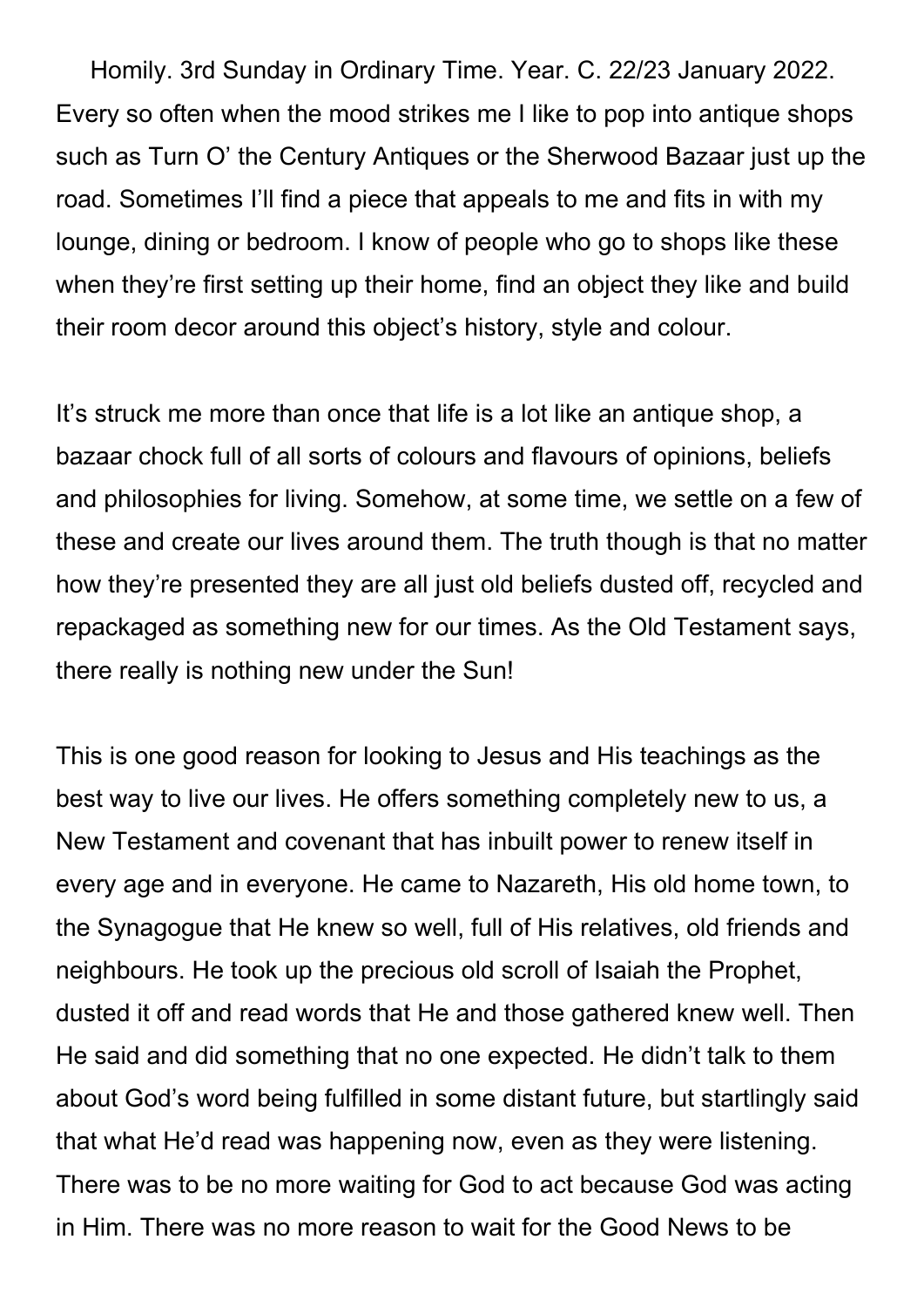Homily. 3rd Sunday in Ordinary Time. Year. C. 22/23 January 2022. Every so often when the mood strikes me I like to pop into antique shops such as Turn O' the Century Antiques or the Sherwood Bazaar just up the road. Sometimes I'll find a piece that appeals to me and fits in with my lounge, dining or bedroom. I know of people who go to shops like these when they're first setting up their home, find an object they like and build their room decor around this object's history, style and colour.

It's struck me more than once that life is a lot like an antique shop, a bazaar chock full of all sorts of colours and flavours of opinions, beliefs and philosophies for living. Somehow, at some time, we settle on a few of these and create our lives around them. The truth though is that no matter how they're presented they are all just old beliefs dusted off, recycled and repackaged as something new for our times. As the Old Testament says, there really is nothing new under the Sun!

This is one good reason for looking to Jesus and His teachings as the best way to live our lives. He offers something completely new to us, a New Testament and covenant that has inbuilt power to renew itself in every age and in everyone. He came to Nazareth, His old home town, to the Synagogue that He knew so well, full of His relatives, old friends and neighbours. He took up the precious old scroll of Isaiah the Prophet, dusted it off and read words that He and those gathered knew well. Then He said and did something that no one expected. He didn't talk to them about God's word being fulfilled in some distant future, but startlingly said that what He'd read was happening now, even as they were listening. There was to be no more waiting for God to act because God was acting in Him. There was no more reason to wait for the Good News to be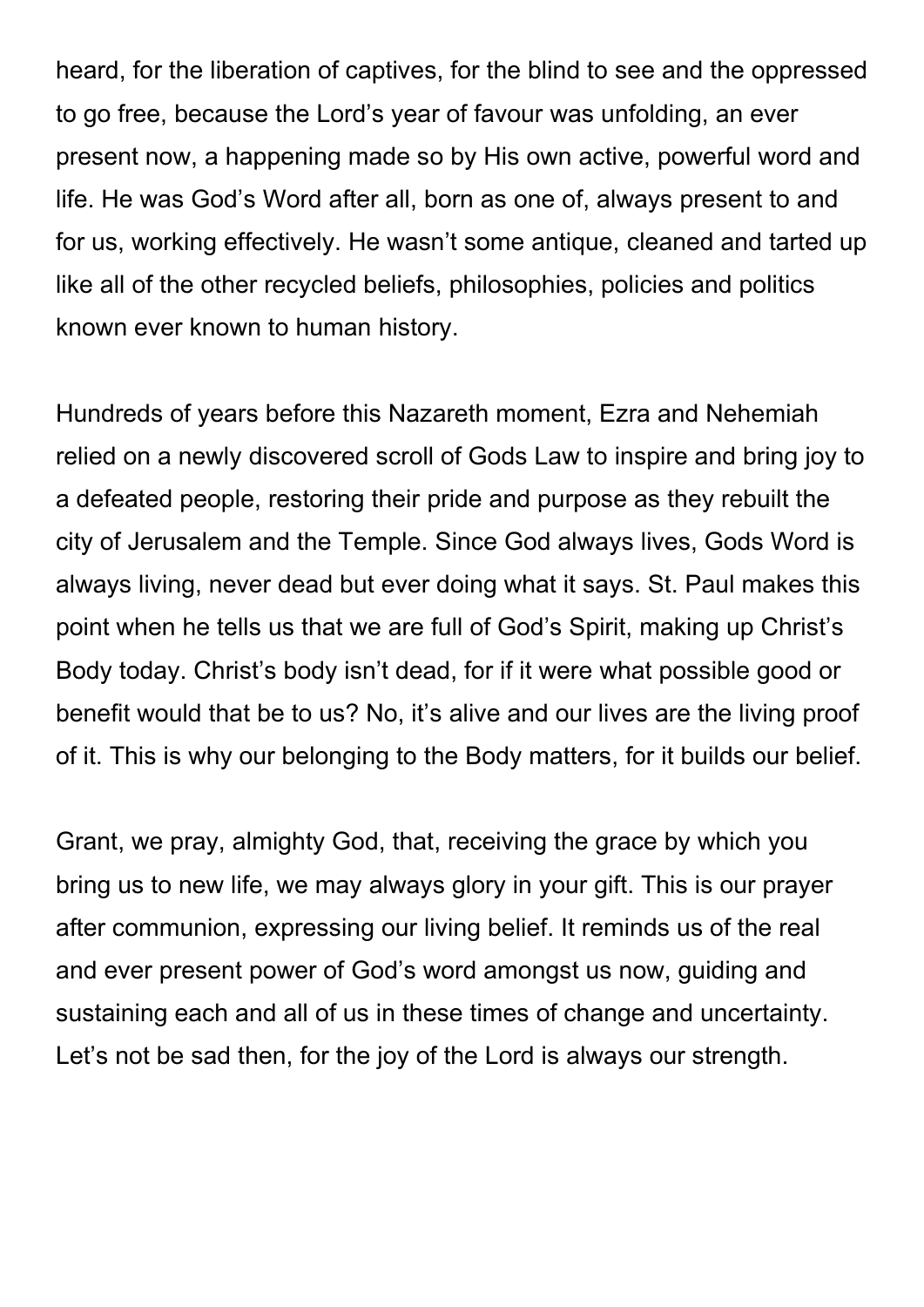heard, for the liberation of captives, for the blind to see and the oppressed to go free, because the Lord's year of favour was unfolding, an ever present now, a happening made so by His own active, powerful word and life. He was God's Word after all, born as one of, always present to and for us, working effectively. He wasn't some antique, cleaned and tarted up like all of the other recycled beliefs, philosophies, policies and politics known ever known to human history.

Hundreds of years before this Nazareth moment, Ezra and Nehemiah relied on a newly discovered scroll of Gods Law to inspire and bring joy to a defeated people, restoring their pride and purpose as they rebuilt the city of Jerusalem and the Temple. Since God always lives, Gods Word is always living, never dead but ever doing what it says. St. Paul makes this point when he tells us that we are full of God's Spirit, making up Christ's Body today. Christ's body isn't dead, for if it were what possible good or benefit would that be to us? No, it's alive and our lives are the living proof of it. This is why our belonging to the Body matters, for it builds our belief.

Grant, we pray, almighty God, that, receiving the grace by which you bring us to new life, we may always glory in your gift. This is our prayer after communion, expressing our living belief. It reminds us of the real and ever present power of God's word amongst us now, guiding and sustaining each and all of us in these times of change and uncertainty. Let's not be sad then, for the joy of the Lord is always our strength.